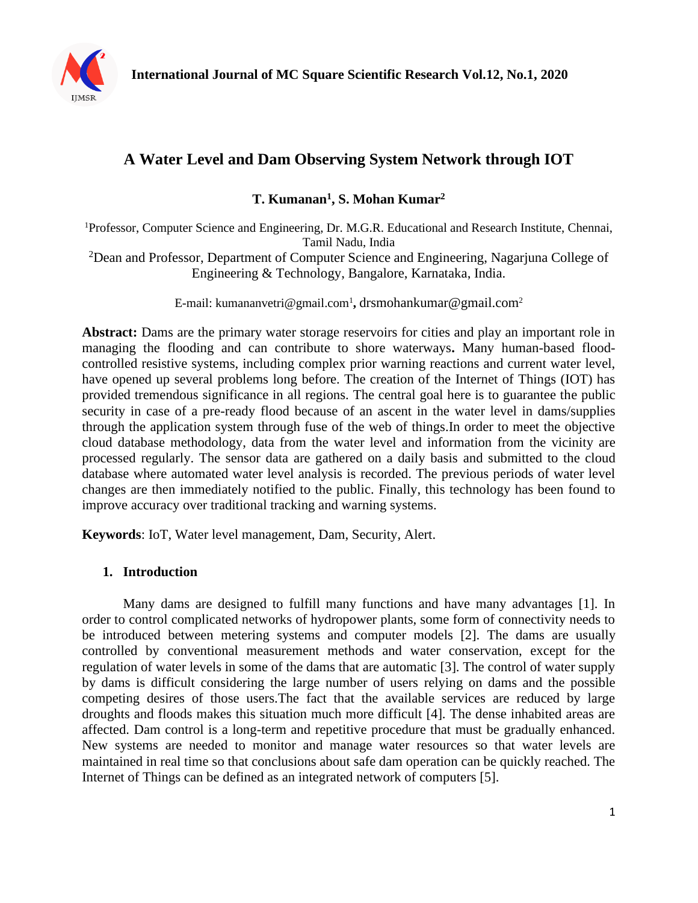# A Water Level and Dam Observing System Network through IOT

**T. Kumanan[1], S. Mohan Kumar[2]**

[1]Professor, Computer Science and Engineering, Dr. M.G.R. Educational and Research Institute, Chennai, Tamil Nadu, India

[2]Dean and Professor, Department of Computer Science and Engineering, Nagarjuna College of Engineering & Technology, Bangalore, Karnataka, India.

E-mail: kumananvetri@gmail.com[1], drsmohankumar@gmail.com[2]

**Abstract:** Dams are the primary water storage reservoirs for cities and play an important role in managing the flooding and can contribute to shore waterways**.** Many human-based flood-controlled resistive systems, including complex prior warning reactions and current water level, have opened up several problems long before. The creation of the Internet of Things (IOT) has provided tremendous significance in all regions. The central goal here is to guarantee the public security in case of a pre-ready flood because of an ascent in the water level in dams/supplies through the application system through fuse of the web of things.In order to meet the objective cloud database methodology, data from the water level and information from the vicinity are processed regularly. The sensor data are gathered on a daily basis and submitted to the cloud database where automated water level analysis is recorded. The previous periods of water level changes are then immediately notified to the public. Finally, this technology has been found to improve accuracy over traditional tracking and warning systems.

**Keywords**: IoT, Water level management, Dam, Security, Alert.

## 1. Introduction

Many dams are designed to fulfill many functions and have many advantages [1]. In order to control complicated networks of hydropower plants, some form of connectivity needs to be introduced between metering systems and computer models [2]. The dams are usually controlled by conventional measurement methods and water conservation, except for the regulation of water levels in some of the dams that are automatic [3]. The control of water supply by dams is difficult considering the large number of users relying on dams and the possible competing desires of those users.The fact that the available services are reduced by large droughts and floods makes this situation much more difficult [4]. The dense inhabited areas are affected. Dam control is a long-term and repetitive procedure that must be gradually enhanced. New systems are needed to monitor and manage water resources so that water levels are maintained in real time so that conclusions about safe dam operation can be quickly reached. The Internet of Things can be defined as an integrated network of computers [5].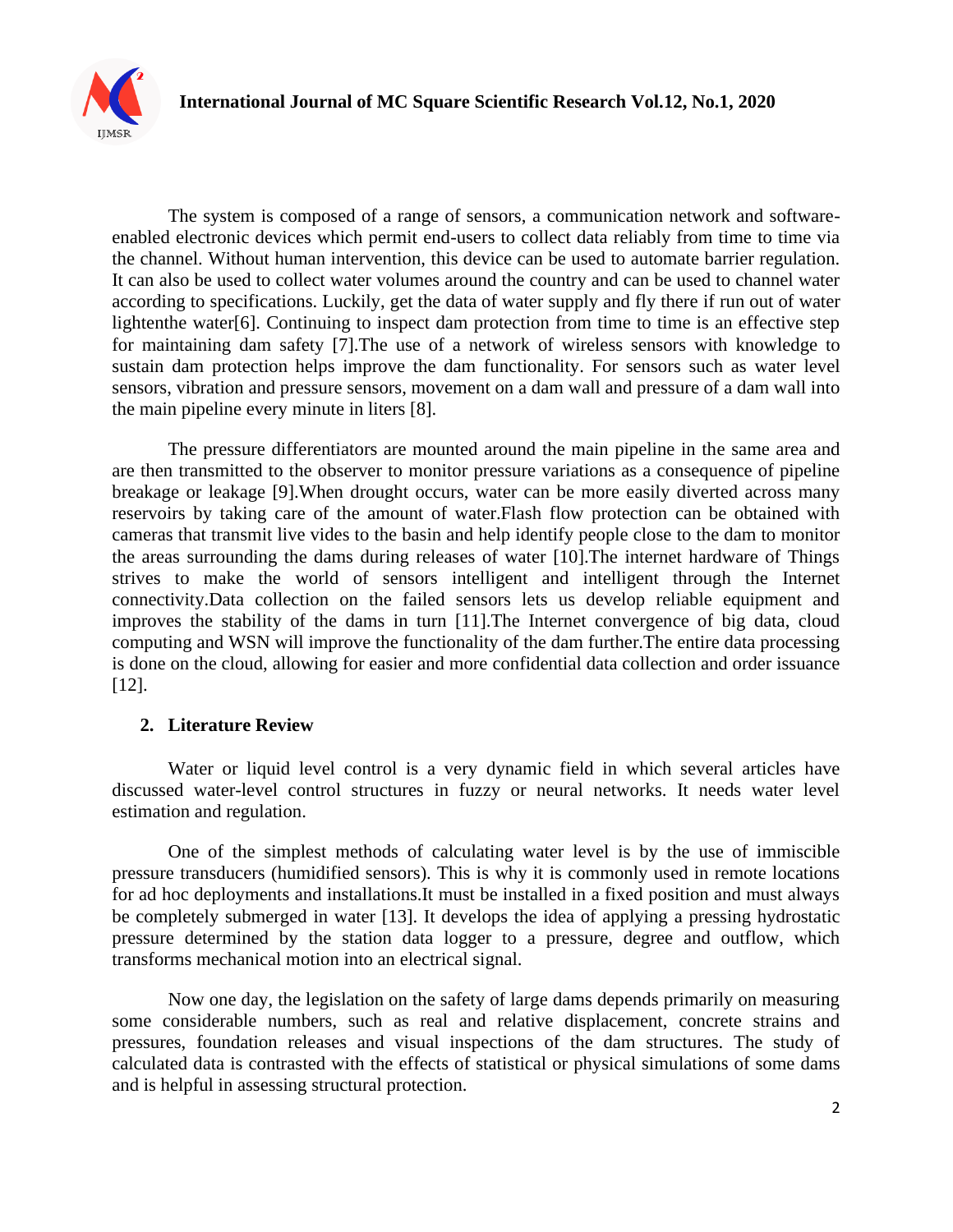The system is composed of a range of sensors, a communication network and software-enabled electronic devices which permit end-users to collect data reliably from time to time via the channel. Without human intervention, this device can be used to automate barrier regulation. It can also be used to collect water volumes around the country and can be used to channel water according to specifications. Luckily, get the data of water supply and fly there if run out of water lightenthe water[6]. Continuing to inspect dam protection from time to time is an effective step for maintaining dam safety [7].The use of a network of wireless sensors with knowledge to sustain dam protection helps improve the dam functionality. For sensors such as water level sensors, vibration and pressure sensors, movement on a dam wall and pressure of a dam wall into the main pipeline every minute in liters [8].

The pressure differentiators are mounted around the main pipeline in the same area and are then transmitted to the observer to monitor pressure variations as a consequence of pipeline breakage or leakage [9].When drought occurs, water can be more easily diverted across many reservoirs by taking care of the amount of water.Flash flow protection can be obtained with cameras that transmit live vides to the basin and help identify people close to the dam to monitor the areas surrounding the dams during releases of water [10].The internet hardware of Things strives to make the world of sensors intelligent and intelligent through the Internet connectivity.Data collection on the failed sensors lets us develop reliable equipment and improves the stability of the dams in turn [11].The Internet convergence of big data, cloud computing and WSN will improve the functionality of the dam further.The entire data processing is done on the cloud, allowing for easier and more confidential data collection and order issuance [12].

## 2. Literature Review

Water or liquid level control is a very dynamic field in which several articles have discussed water-level control structures in fuzzy or neural networks. It needs water level estimation and regulation.

One of the simplest methods of calculating water level is by the use of immiscible pressure transducers (humidified sensors). This is why it is commonly used in remote locations for ad hoc deployments and installations.It must be installed in a fixed position and must always be completely submerged in water [13]. It develops the idea of applying a pressing hydrostatic pressure determined by the station data logger to a pressure, degree and outflow, which transforms mechanical motion into an electrical signal.

Now one day, the legislation on the safety of large dams depends primarily on measuring some considerable numbers, such as real and relative displacement, concrete strains and pressures, foundation releases and visual inspections of the dam structures. The study of calculated data is contrasted with the effects of statistical or physical simulations of some dams and is helpful in assessing structural protection.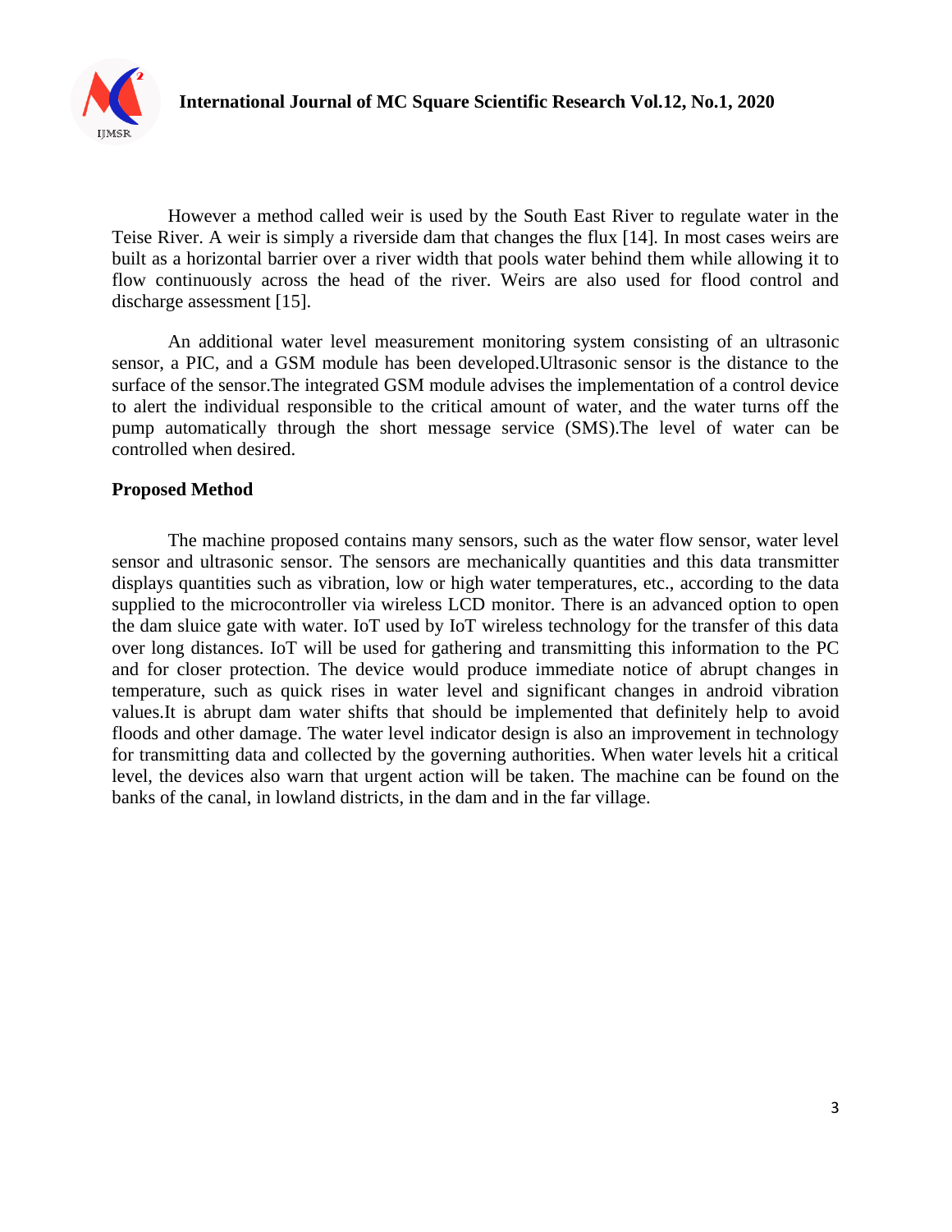However a method called weir is used by the South East River to regulate water in the Teise River. A weir is simply a riverside dam that changes the flux [14]. In most cases weirs are built as a horizontal barrier over a river width that pools water behind them while allowing it to flow continuously across the head of the river. Weirs are also used for flood control and discharge assessment [15].

An additional water level measurement monitoring system consisting of an ultrasonic sensor, a PIC, and a GSM module has been developed.Ultrasonic sensor is the distance to the surface of the sensor.The integrated GSM module advises the implementation of a control device to alert the individual responsible to the critical amount of water, and the water turns off the pump automatically through the short message service (SMS).The level of water can be controlled when desired.

**Proposed Method**

The machine proposed contains many sensors, such as the water flow sensor, water level sensor and ultrasonic sensor. The sensors are mechanically quantities and this data transmitter displays quantities such as vibration, low or high water temperatures, etc., according to the data supplied to the microcontroller via wireless LCD monitor. There is an advanced option to open the dam sluice gate with water. IoT used by IoT wireless technology for the transfer of this data over long distances. IoT will be used for gathering and transmitting this information to the PC and for closer protection. The device would produce immediate notice of abrupt changes in temperature, such as quick rises in water level and significant changes in android vibration values.It is abrupt dam water shifts that should be implemented that definitely help to avoid floods and other damage. The water level indicator design is also an improvement in technology for transmitting data and collected by the governing authorities. When water levels hit a critical level, the devices also warn that urgent action will be taken. The machine can be found on the banks of the canal, in lowland districts, in the dam and in the far village.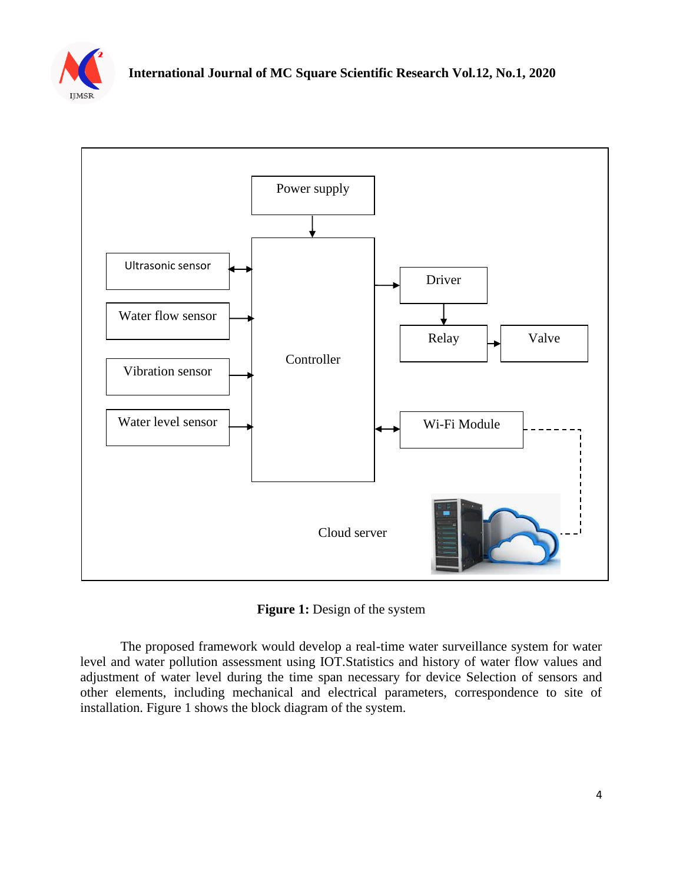**Figure 1:** Design of the system

The proposed framework would develop a real-time water surveillance system for water level and water pollution assessment using IOT.Statistics and history of water flow values and adjustment of water level during the time span necessary for device Selection of sensors and other elements, including mechanical and electrical parameters, correspondence to site of installation. Figure 1 shows the block diagram of the system.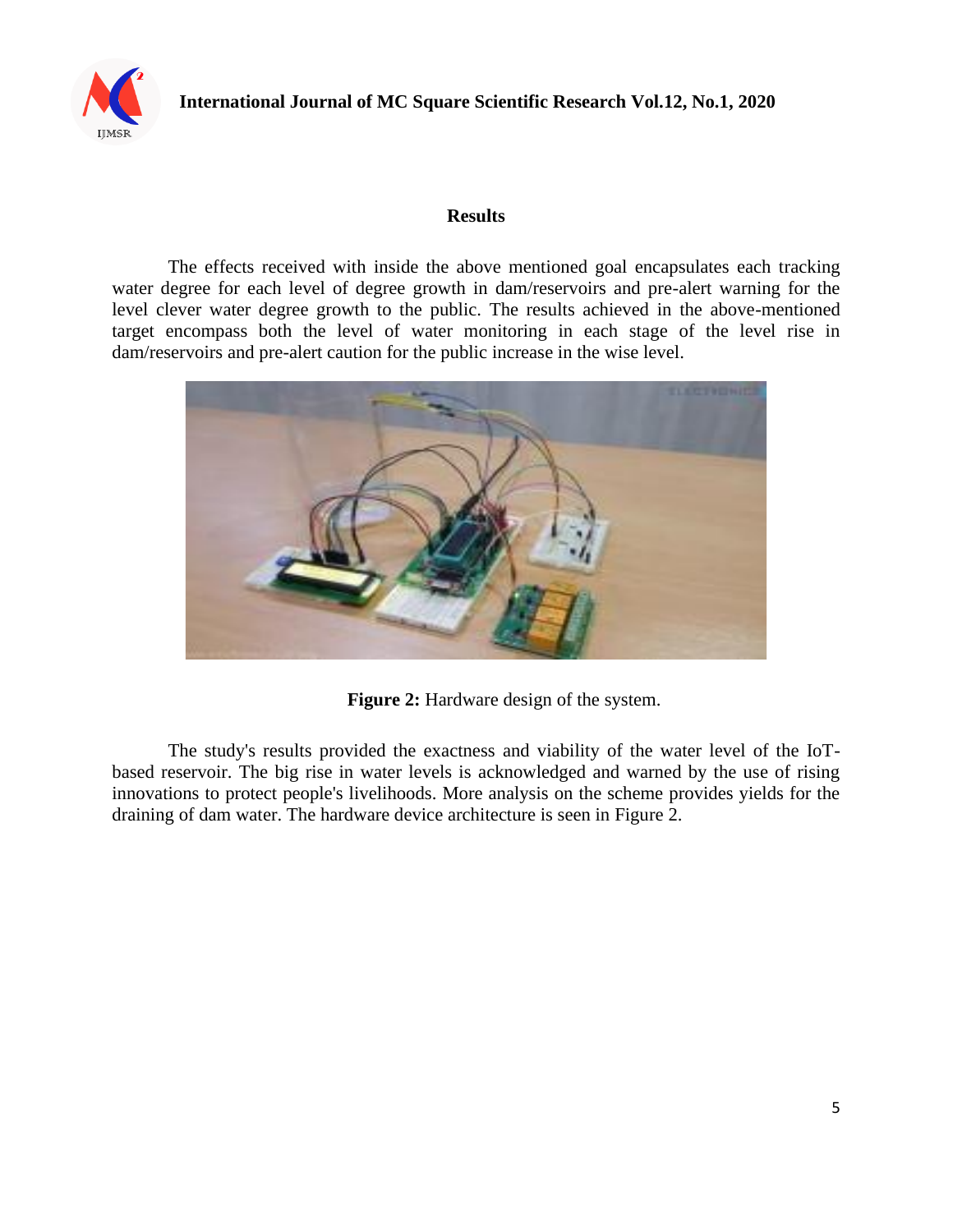## Results

The effects received with inside the above mentioned goal encapsulates each tracking water degree for each level of degree growth in dam/reservoirs and pre-alert warning for the level clever water degree growth to the public. The results achieved in the above-mentioned target encompass both the level of water monitoring in each stage of the level rise in dam/reservoirs and pre-alert caution for the public increase in the wise level.

**Figure 2:** Hardware design of the system.

The study's results provided the exactness and viability of the water level of the IoT-based reservoir. The big rise in water levels is acknowledged and warned by the use of rising innovations to protect people's livelihoods. More analysis on the scheme provides yields for the draining of dam water. The hardware device architecture is seen in Figure 2.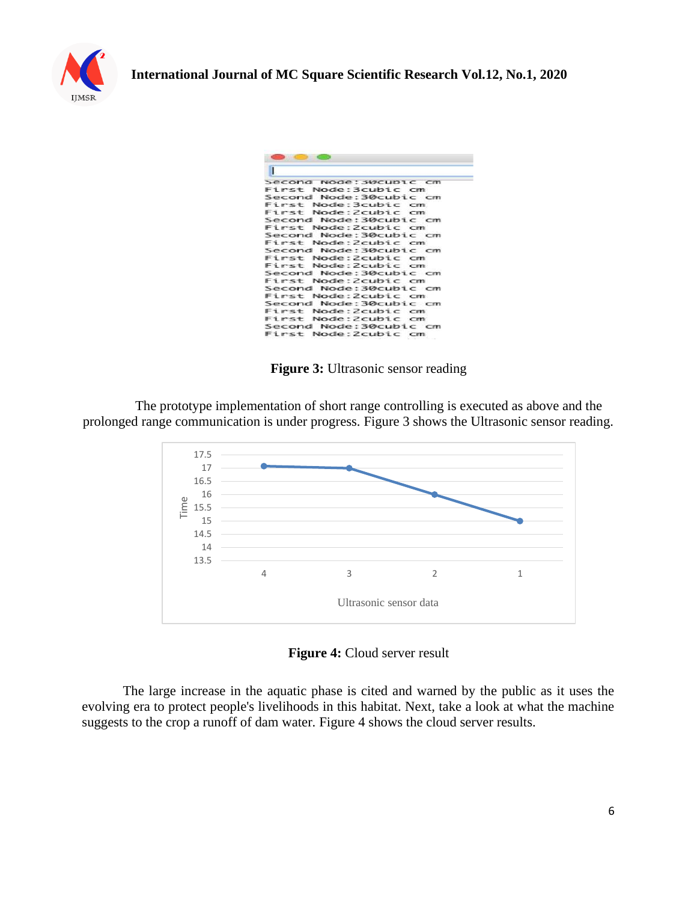**Figure 3:** Ultrasonic sensor reading

The prototype implementation of short range controlling is executed as above and the prolonged range communication is under progress. Figure 3 shows the Ultrasonic sensor reading.

**Figure 4:** Cloud server result

The large increase in the aquatic phase is cited and warned by the public as it uses the evolving era to protect people's livelihoods in this habitat. Next, take a look at what the machine suggests to the crop a runoff of dam water. Figure 4 shows the cloud server results.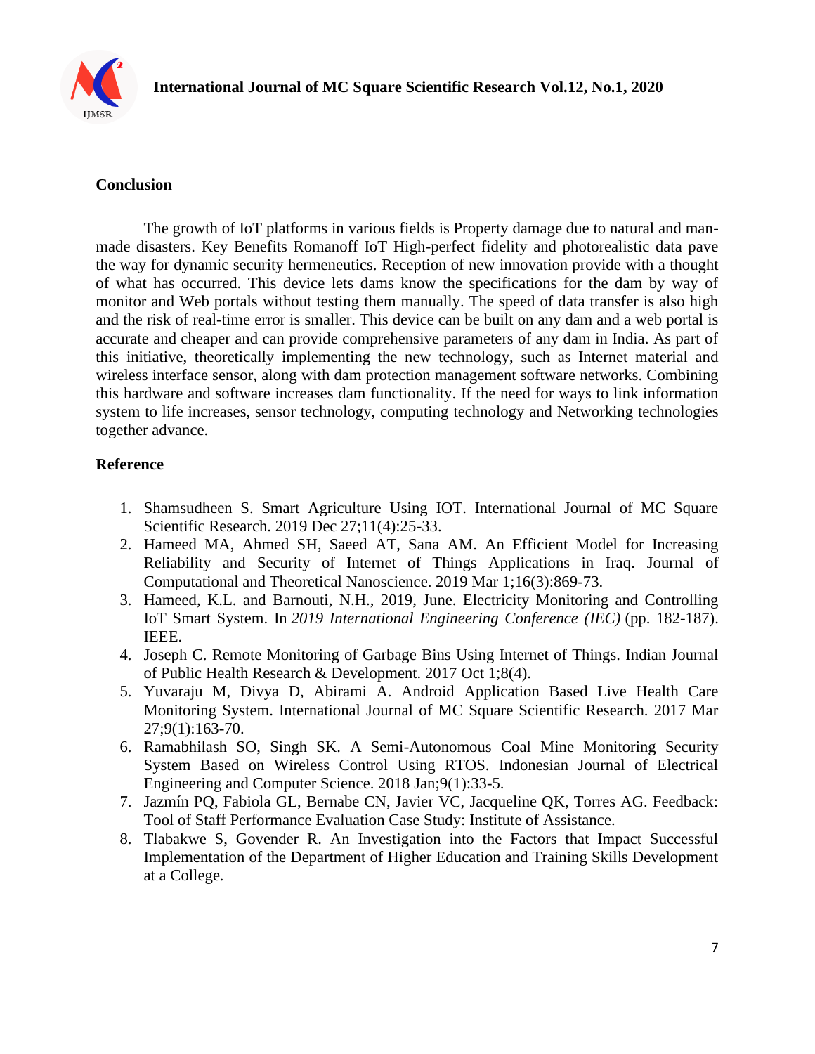## Conclusion

The growth of IoT platforms in various fields is Property damage due to natural and man-made disasters. Key Benefits Romanoff IoT High-perfect fidelity and photorealistic data pave the way for dynamic security hermeneutics. Reception of new innovation provide with a thought of what has occurred. This device lets dams know the specifications for the dam by way of monitor and Web portals without testing them manually. The speed of data transfer is also high and the risk of real-time error is smaller. This device can be built on any dam and a web portal is accurate and cheaper and can provide comprehensive parameters of any dam in India. As part of this initiative, theoretically implementing the new technology, such as Internet material and wireless interface sensor, along with dam protection management software networks. Combining this hardware and software increases dam functionality. If the need for ways to link information system to life increases, sensor technology, computing technology and Networking technologies together advance.

## Reference

1. Shamsudheen S. Smart Agriculture Using IOT. International Journal of MC Square Scientific Research. 2019 Dec 27;11(4):25-33.
2. Hameed MA, Ahmed SH, Saeed AT, Sana AM. An Efficient Model for Increasing Reliability and Security of Internet of Things Applications in Iraq. Journal of Computational and Theoretical Nanoscience. 2019 Mar 1;16(3):869-73.
3. Hameed, K.L. and Barnouti, N.H., 2019, June. Electricity Monitoring and Controlling IoT Smart System. In *2019 International Engineering Conference (IEC)* (pp. 182-187). IEEE.
4. Joseph C. Remote Monitoring of Garbage Bins Using Internet of Things. Indian Journal of Public Health Research & Development. 2017 Oct 1;8(4).
5. Yuvaraju M, Divya D, Abirami A. Android Application Based Live Health Care Monitoring System. International Journal of MC Square Scientific Research. 2017 Mar 27;9(1):163-70.
6. Ramabhilash SO, Singh SK. A Semi-Autonomous Coal Mine Monitoring Security System Based on Wireless Control Using RTOS. Indonesian Journal of Electrical Engineering and Computer Science. 2018 Jan;9(1):33-5.
7. Jazmín PQ, Fabiola GL, Bernabe CN, Javier VC, Jacqueline QK, Torres AG. Feedback: Tool of Staff Performance Evaluation Case Study: Institute of Assistance.
8. Tlabakwe S, Govender R. An Investigation into the Factors that Impact Successful Implementation of the Department of Higher Education and Training Skills Development at a College.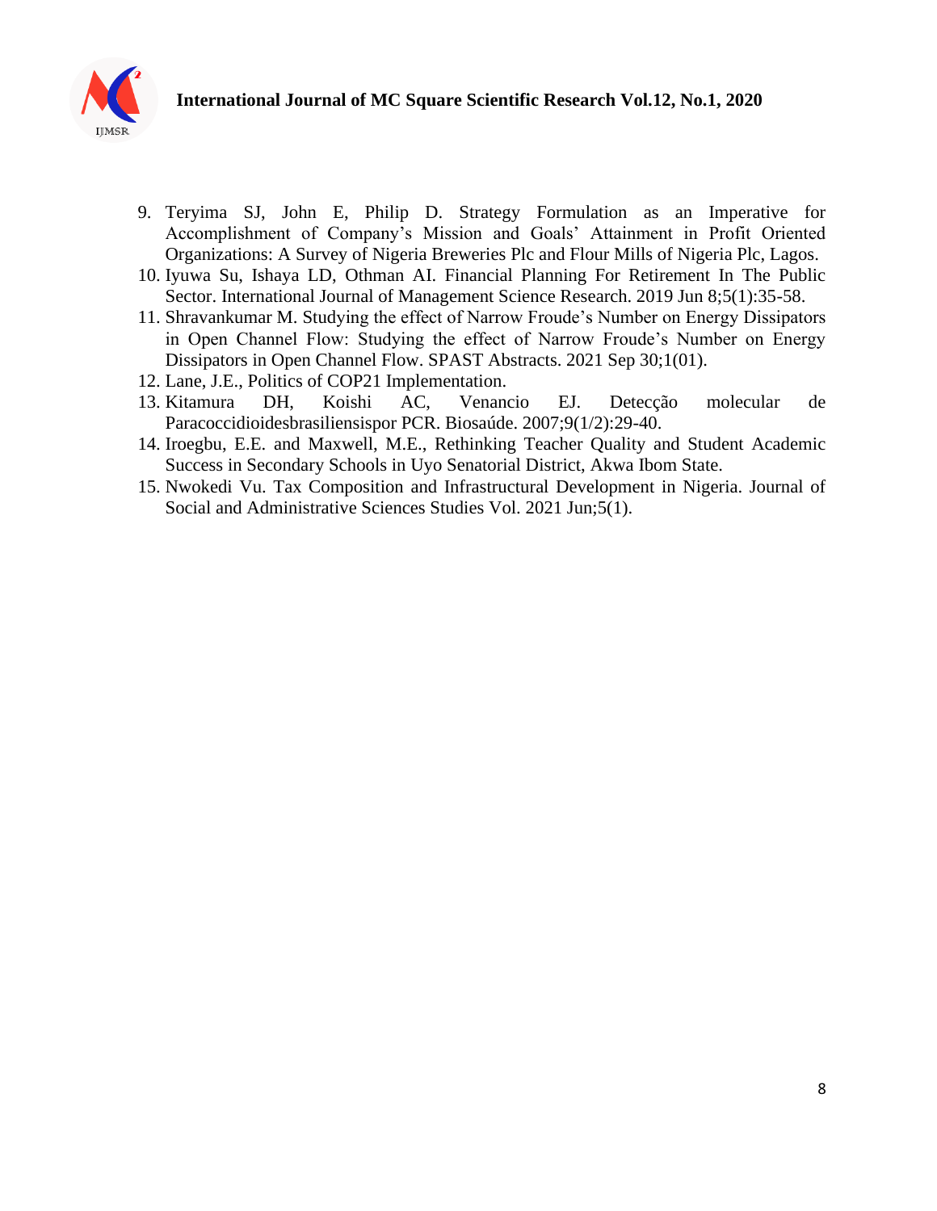9. Teryima SJ, John E, Philip D. Strategy Formulation as an Imperative for Accomplishment of Company's Mission and Goals' Attainment in Profit Oriented Organizations: A Survey of Nigeria Breweries Plc and Flour Mills of Nigeria Plc, Lagos.
10. Iyuwa Su, Ishaya LD, Othman AI. Financial Planning For Retirement In The Public Sector. International Journal of Management Science Research. 2019 Jun 8;5(1):35-58.
11. Shravankumar M. Studying the effect of Narrow Froude's Number on Energy Dissipators in Open Channel Flow: Studying the effect of Narrow Froude's Number on Energy Dissipators in Open Channel Flow. SPAST Abstracts. 2021 Sep 30;1(01).
12. Lane, J.E., Politics of COP21 Implementation.
13. Kitamura DH, Koishi AC, Venancio EJ. Detecção molecular de Paracoccidioidesbrasiliensispor PCR. Biosaúde. 2007;9(1/2):29-40.
14. Iroegbu, E.E. and Maxwell, M.E., Rethinking Teacher Quality and Student Academic Success in Secondary Schools in Uyo Senatorial District, Akwa Ibom State.
15. Nwokedi Vu. Tax Composition and Infrastructural Development in Nigeria. Journal of Social and Administrative Sciences Studies Vol. 2021 Jun;5(1).